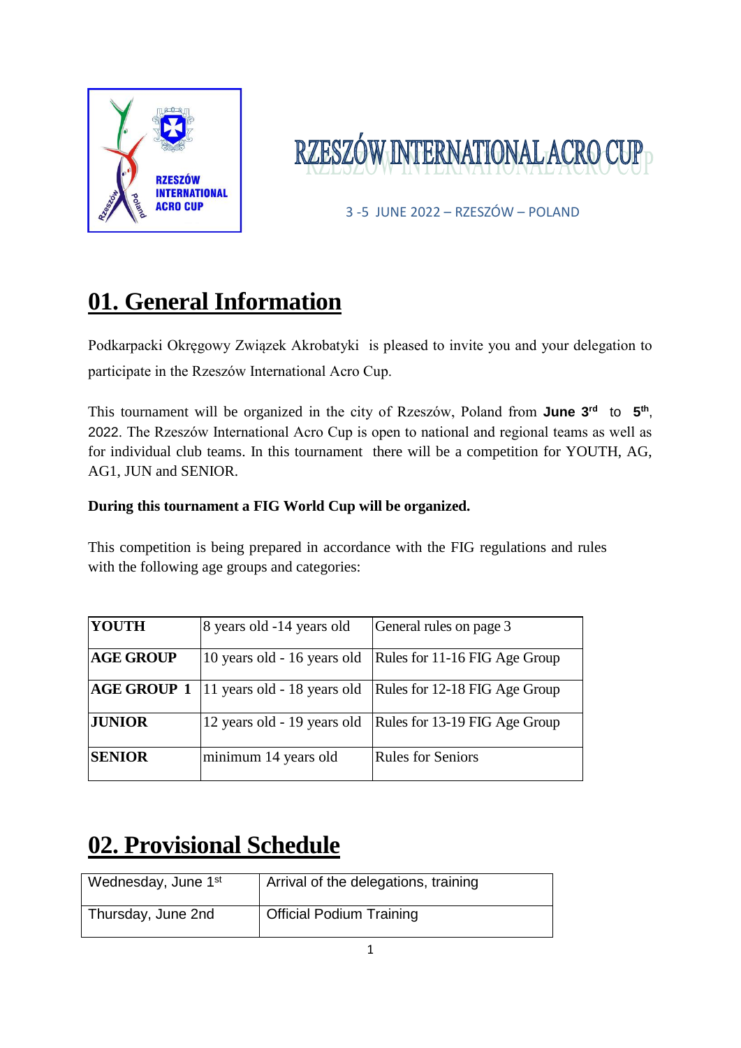RZESZÓW INTERNATIONAL ACRO CUP

3 -5 JUNE 2022 – RZESZÓW – POLAND

# 01. General Information

Podkarpacki Okręgowy Związek Akrobatyki is pleased to invite you and your delegation to participate in the Rzeszów International Acro Cup.

This tournament will be organized in the city of Rzeszów, Poland from **June 3rd** to **5th**, 2022. The Rzeszów International Acro Cup is open to national and regional teams as well as for individual club teams. In this tournament there will be a competition for YOUTH, AG, AG1, JUN and SENIOR.

**During this tournament a FIG World Cup will be organized.**

This competition is being prepared in accordance with the FIG regulations and rules with the following age groups and categories:

| | | |
|---|---|---|
| **YOUTH** | 8 years old -14 years old | General rules on page 3 |
| **AGE GROUP** | 10 years old - 16 years old | Rules for 11-16 FIG Age Group |
| **AGE GROUP 1** | 11 years old - 18 years old | Rules for 12-18 FIG Age Group |
| **JUNIOR** | 12 years old - 19 years old | Rules for 13-19 FIG Age Group |
| **SENIOR** | minimum 14 years old | Rules for Seniors |

# 02. Provisional Schedule

| | |
|---|---|
| Wednesday, June 1st | Arrival of the delegations, training |
| Thursday, June 2nd | Official Podium Training |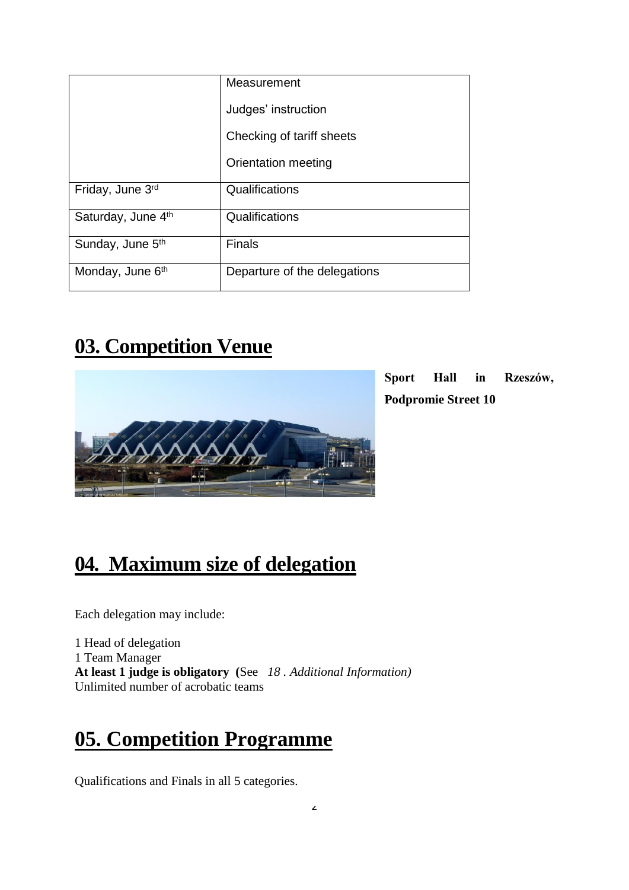| | |
|---|---|
| | Measurement<br>Judges' instruction<br>Checking of tariff sheets<br>Orientation meeting |
| Friday, June 3rd | Qualifications |
| Saturday, June 4th | Qualifications |
| Sunday, June 5th | Finals |
| Monday, June 6th | Departure of the delegations |

# 03. Competition Venue

**Sport Hall in Rzeszów, Podpromie Street 10**

# 04. Maximum size of delegation

Each delegation may include:

1 Head of delegation
1 Team Manager
**At least 1 judge is obligatory** (See *18 . Additional Information)*
Unlimited number of acrobatic teams

# 05. Competition Programme

Qualifications and Finals in all 5 categories.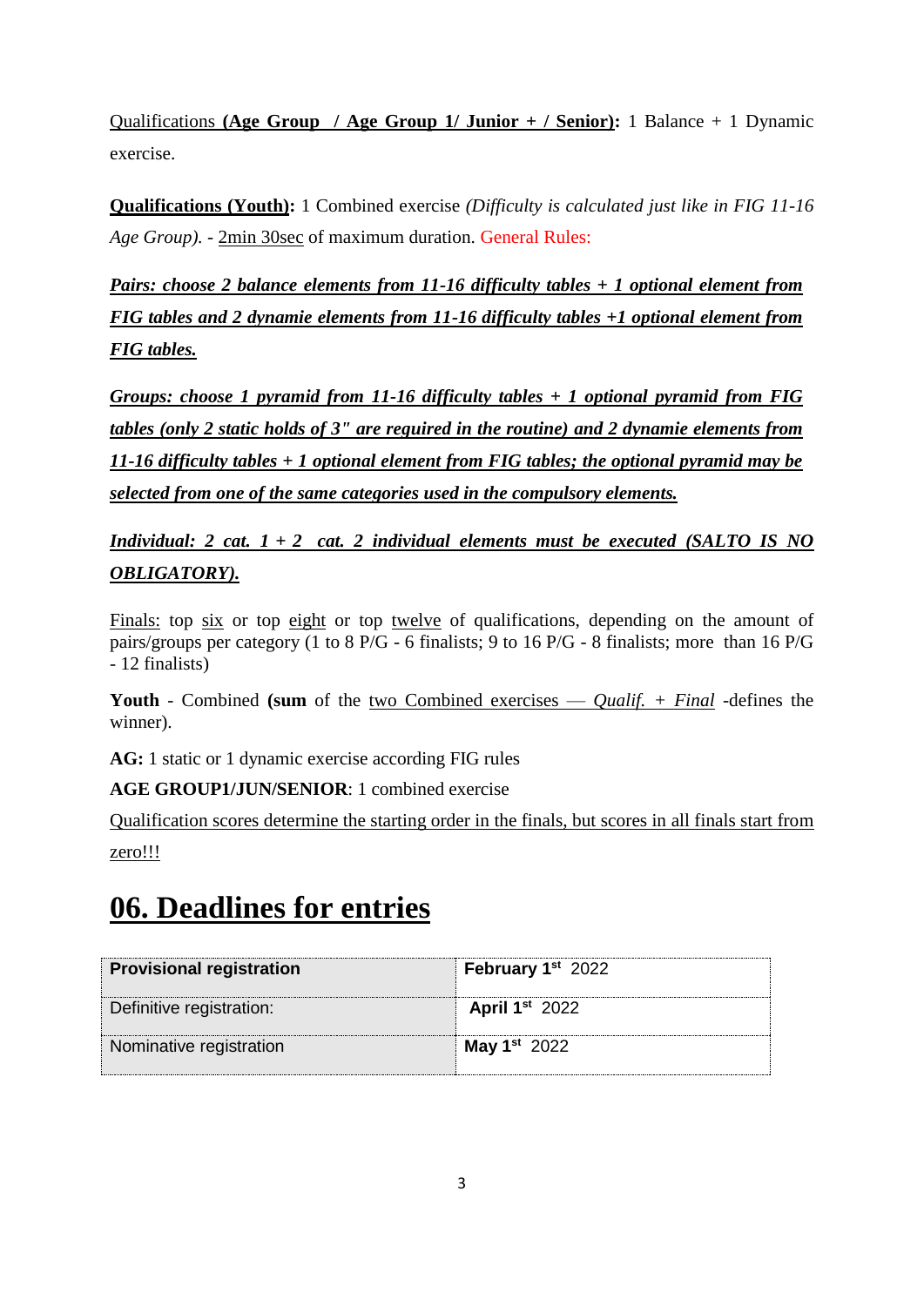Qualifications **(Age Group / Age Group 1/ Junior + / Senior):** 1 Balance + 1 Dynamic exercise.

**Qualifications (Youth):** 1 Combined exercise *(Difficulty is calculated just like in FIG 11-16 Age Group).* - 2min 30sec of maximum duration. General Rules:

***Pairs: choose 2 balance elements from 11-16 difficulty tables + 1 optional element from FIG tables and 2 dynamie elements from 11-16 difficulty tables +1 optional element from FIG tables.***

***Groups: choose 1 pyramid from 11-16 difficulty tables + 1 optional pyramid from FIG tables (only 2 static holds of 3" are required in the routine) and 2 dynamie elements from 11-16 difficulty tables + 1 optional element from FIG tables; the optional pyramid may be selected from one of the same categories used in the compulsory elements.***

***Individual: 2 cat. 1 + 2 cat. 2 individual elements must be executed (SALTO IS NO OBLIGATORY).***

Finals: top six or top eight or top twelve of qualifications, depending on the amount of pairs/groups per category (1 to 8 P/G - 6 finalists; 9 to 16 P/G - 8 finalists; more than 16 P/G - 12 finalists)

**Youth** - Combined **(sum** of the two Combined exercises — *Qualif. + Final* -defines the winner).

**AG:** 1 static or 1 dynamic exercise according FIG rules

**AGE GROUP1/JUN/SENIOR**: 1 combined exercise

Qualification scores determine the starting order in the finals, but scores in all finals start from zero!!!

# 06. Deadlines for entries

| **Provisional registration** | **February 1st** 2022 |
|---|---|
| Definitive registration: | **April 1st** 2022 |
| Nominative registration | **May 1st** 2022 |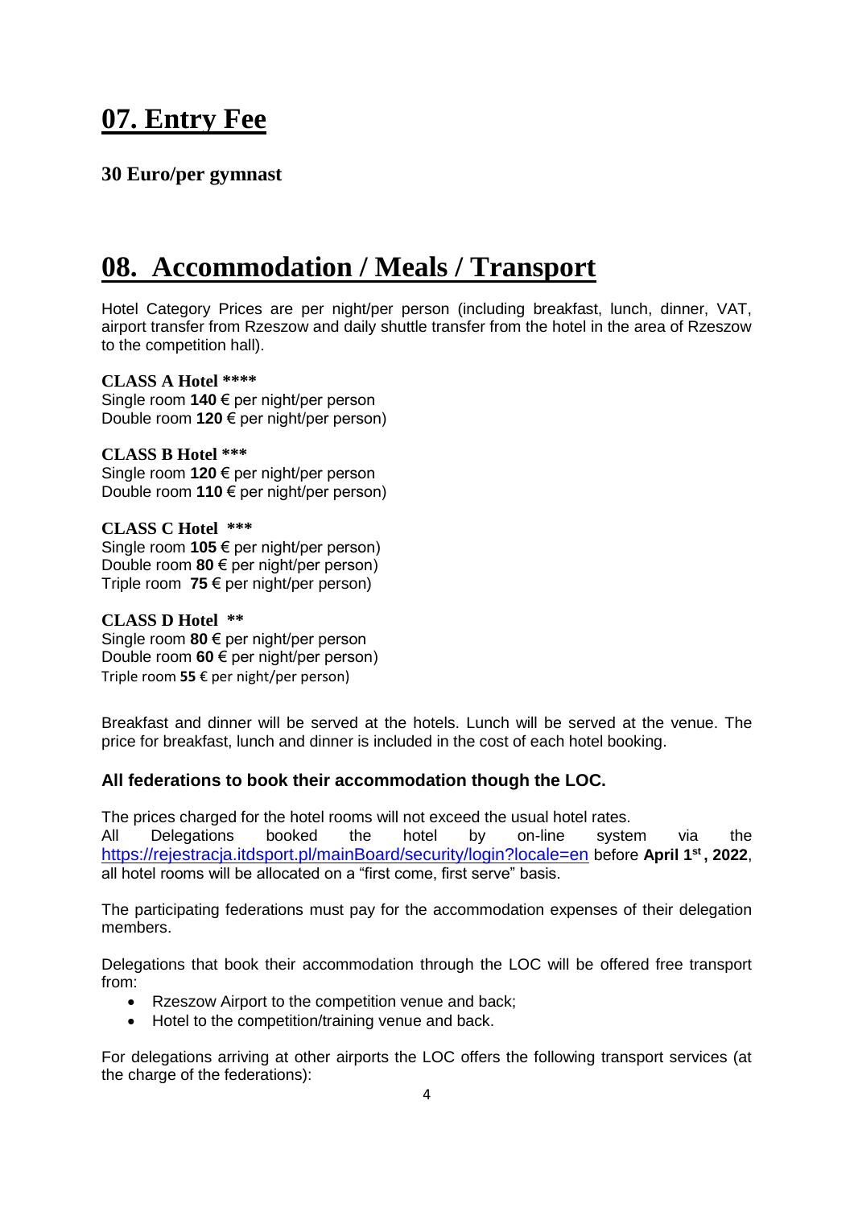## 07. Entry Fee

**30 Euro/per gymnast**

## 08. Accommodation / Meals / Transport

Hotel Category Prices are per night/per person (including breakfast, lunch, dinner, VAT, airport transfer from Rzeszow and daily shuttle transfer from the hotel in the area of Rzeszow to the competition hall).

**CLASS A Hotel \*\*\*\***
Single room **140** € per night/per person
Double room **120** € per night/per person)

**CLASS B Hotel \*\*\***
Single room **120** € per night/per person
Double room **110** € per night/per person)

**CLASS C Hotel \*\*\***
Single room **105** € per night/per person)
Double room **80** € per night/per person)
Triple room **75** € per night/per person)

**CLASS D Hotel \*\***
Single room **80** € per night/per person
Double room **60** € per night/per person)
Triple room **55** € per night/per person)

Breakfast and dinner will be served at the hotels. Lunch will be served at the venue. The price for breakfast, lunch and dinner is included in the cost of each hotel booking.

**All federations to book their accommodation though the LOC.**

The prices charged for the hotel rooms will not exceed the usual hotel rates.
All Delegations booked the hotel by on-line system via the https://rejestracja.itdsport.pl/mainBoard/security/login?locale=en before **April 1st, 2022**, all hotel rooms will be allocated on a "first come, first serve" basis.

The participating federations must pay for the accommodation expenses of their delegation members.

Delegations that book their accommodation through the LOC will be offered free transport from:

- Rzeszow Airport to the competition venue and back;
- Hotel to the competition/training venue and back.

For delegations arriving at other airports the LOC offers the following transport services (at the charge of the federations):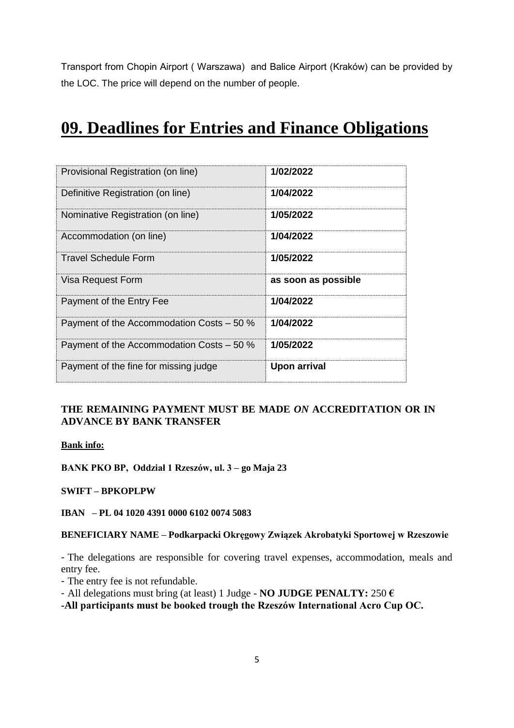Transport from Chopin Airport ( Warszawa) and Balice Airport (Kraków) can be provided by the LOC. The price will depend on the number of people.

# 09. Deadlines for Entries and Finance Obligations

| Provisional Registration (on line) | **1/02/2022** |
|---|---|
| Definitive Registration (on line) | **1/04/2022** |
| Nominative Registration (on line) | **1/05/2022** |
| Accommodation (on line) | **1/04/2022** |
| Travel Schedule Form | **1/05/2022** |
| Visa Request Form | **as soon as possible** |
| Payment of the Entry Fee | **1/04/2022** |
| Payment of the Accommodation Costs – 50 % | **1/04/2022** |
| Payment of the Accommodation Costs – 50 % | **1/05/2022** |
| Payment of the fine for missing judge | **Upon arrival** |

**THE REMAINING PAYMENT MUST BE MADE *ON* ACCREDITATION OR IN ADVANCE BY BANK TRANSFER**

**Bank info:**

**BANK PKO BP, Oddział 1 Rzeszów, ul. 3 – go Maja 23**

**SWIFT – BPKOPLPW**

**IBAN – PL 04 1020 4391 0000 6102 0074 5083**

**BENEFICIARY NAME – Podkarpacki Okręgowy Związek Akrobatyki Sportowej w Rzeszowie**

- The delegations are responsible for covering travel expenses, accommodation, meals and entry fee.
- The entry fee is not refundable.
- All delegations must bring (at least) 1 Judge - **NO JUDGE PENALTY:** 250 **€**
- **All participants must be booked trough the Rzeszów International Acro Cup OC.**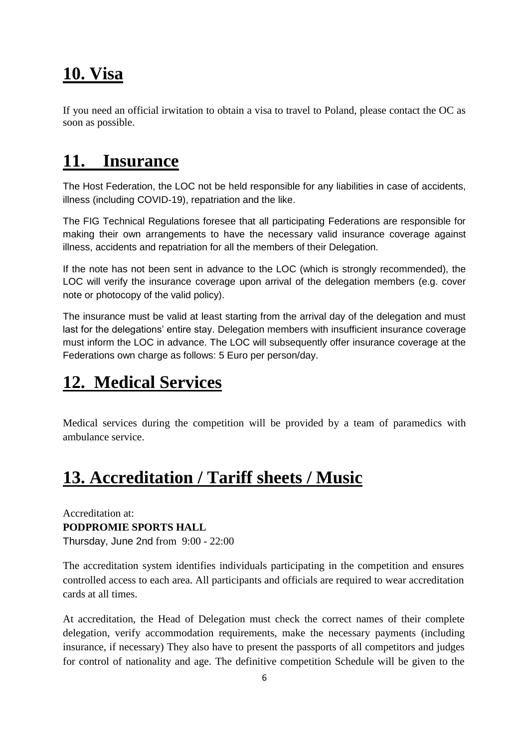# 10. Visa

If you need an official irwitation to obtain a visa to travel to Poland, please contact the OC as soon as possible.

# 11. Insurance

The Host Federation, the LOC not be held responsible for any liabilities in case of accidents, illness (including COVID-19), repatriation and the like.

The FIG Technical Regulations foresee that all participating Federations are responsible for making their own arrangements to have the necessary valid insurance coverage against illness, accidents and repatriation for all the members of their Delegation.

If the note has not been sent in advance to the LOC (which is strongly recommended), the LOC will verify the insurance coverage upon arrival of the delegation members (e.g. cover note or photocopy of the valid policy).

The insurance must be valid at least starting from the arrival day of the delegation and must last for the delegations' entire stay. Delegation members with insufficient insurance coverage must inform the LOC in advance. The LOC will subsequently offer insurance coverage at the Federations own charge as follows: 5 Euro per person/day.

# 12. Medical Services

Medical services during the competition will be provided by a team of paramedics with ambulance service.

# 13. Accreditation / Tariff sheets / Music

Accreditation at:
**PODPROMIE SPORTS HALL**
Thursday, June 2nd from 9:00 - 22:00

The accreditation system identifies individuals participating in the competition and ensures controlled access to each area. All participants and officials are required to wear accreditation cards at all times.

At accreditation, the Head of Delegation must check the correct names of their complete delegation, verify accommodation requirements, make the necessary payments (including insurance, if necessary) They also have to present the passports of all competitors and judges for control of nationality and age. The definitive competition Schedule will be given to the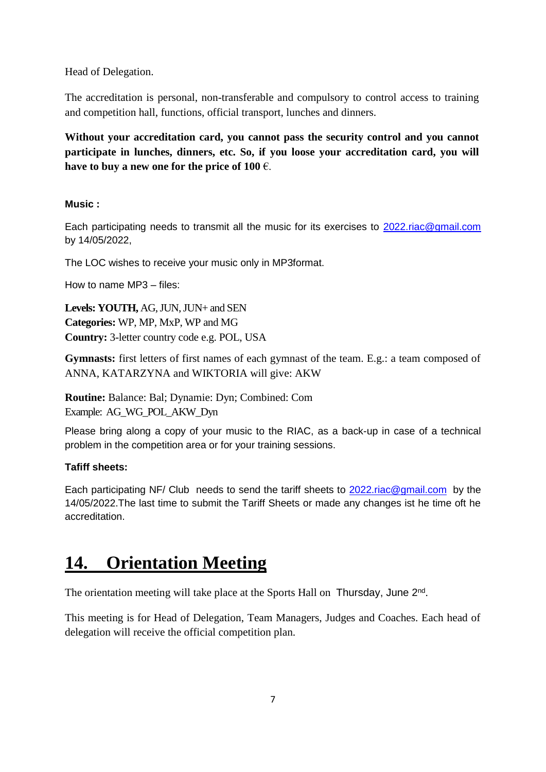Head of Delegation.

The accreditation is personal, non-transferable and compulsory to control access to training and competition hall, functions, official transport, lunches and dinners.

**Without your accreditation card, you cannot pass the security control and you cannot participate in lunches, dinners, etc. So, if you loose your accreditation card, you will have to buy a new one for the price of 100** €.

**Music :**

Each participating needs to transmit all the music for its exercises to 2022.riac@gmail.com by 14/05/2022,

The LOC wishes to receive your music only in MP3format.

How to name MP3 – files:

**Levels: YOUTH,** AG, JUN, JUN+ and SEN
**Categories:** WP, MP, MxP, WP and MG
**Country:** 3-letter country code e.g. POL, USA

**Gymnasts:** first letters of first names of each gymnast of the team. E.g.: a team composed of ANNA, KATARZYNA and WIKTORIA will give: AKW

**Routine:** Balance: Bal; Dynamie: Dyn; Combined: Com
Example: AG_WG_POL_AKW_Dyn

Please bring along a copy of your music to the RIAC, as a back-up in case of a technical problem in the competition area or for your training sessions.

**Tafiff sheets:**

Each participating NF/ Club needs to send the tariff sheets to 2022.riac@gmail.com by the 14/05/2022.The last time to submit the Tariff Sheets or made any changes ist he time oft he accreditation.

# 14. Orientation Meeting

The orientation meeting will take place at the Sports Hall on Thursday, June 2nd.

This meeting is for Head of Delegation, Team Managers, Judges and Coaches. Each head of delegation will receive the official competition plan.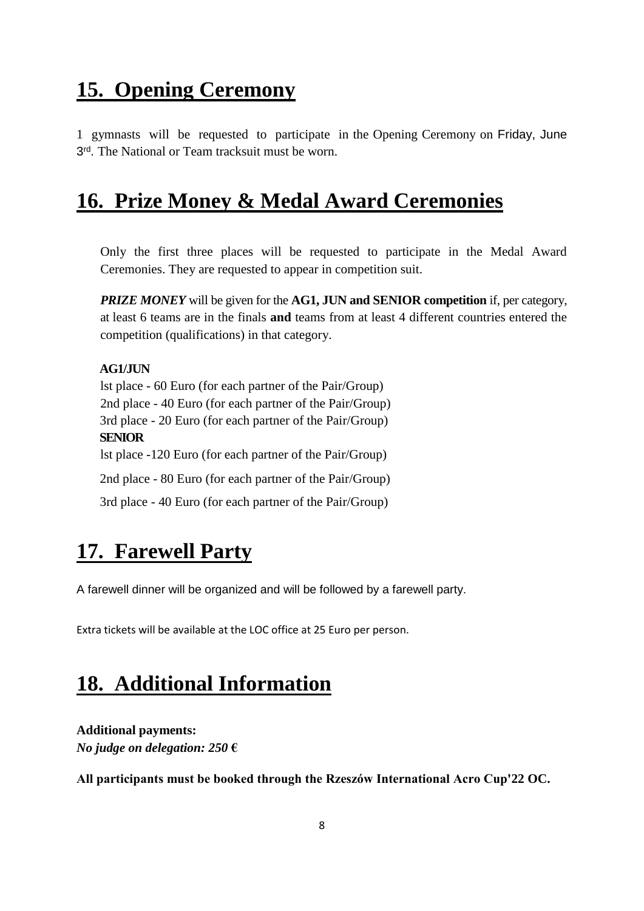## 15. Opening Ceremony

1 gymnasts will be requested to participate in the Opening Ceremony on Friday, June 3rd. The National or Team tracksuit must be worn.

## 16. Prize Money & Medal Award Ceremonies

Only the first three places will be requested to participate in the Medal Award Ceremonies. They are requested to appear in competition suit.

***PRIZE MONEY*** will be given for the **AG1, JUN and SENIOR competition** if, per category, at least 6 teams are in the finals **and** teams from at least 4 different countries entered the competition (qualifications) in that category.

**AG1/JUN**

lst place - 60 Euro (for each partner of the Pair/Group)
2nd place - 40 Euro (for each partner of the Pair/Group)
3rd place - 20 Euro (for each partner of the Pair/Group)

**SENIOR**

lst place -120 Euro (for each partner of the Pair/Group)

2nd place - 80 Euro (for each partner of the Pair/Group)

3rd place - 40 Euro (for each partner of the Pair/Group)

## 17. Farewell Party

A farewell dinner will be organized and will be followed by a farewell party.

Extra tickets will be available at the LOC office at 25 Euro per person.

## 18. Additional Information

**Additional payments:**
***No judge on delegation: 250 €***

**All participants must be booked through the Rzeszów International Acro Cup'22 OC.**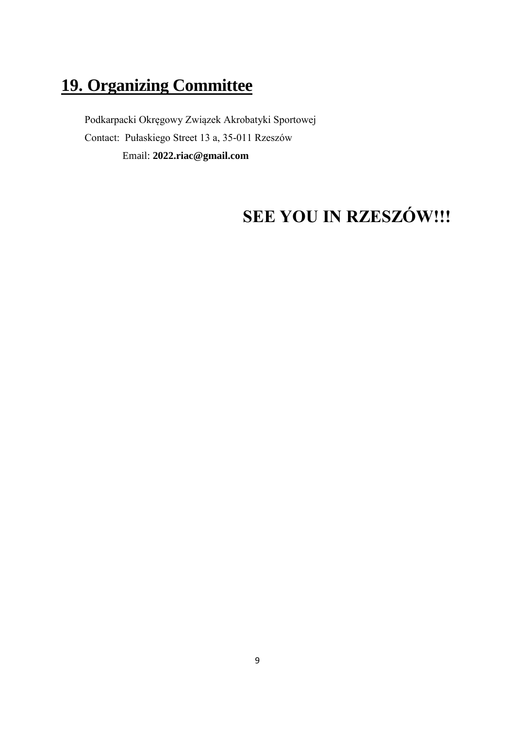## 19. Organizing Committee

Podkarpacki Okręgowy Związek Akrobatyki Sportowej

Contact: Pułaskiego Street 13 a, 35-011 Rzeszów

Email: **2022.riac@gmail.com**

# SEE YOU IN RZESZÓW!!!